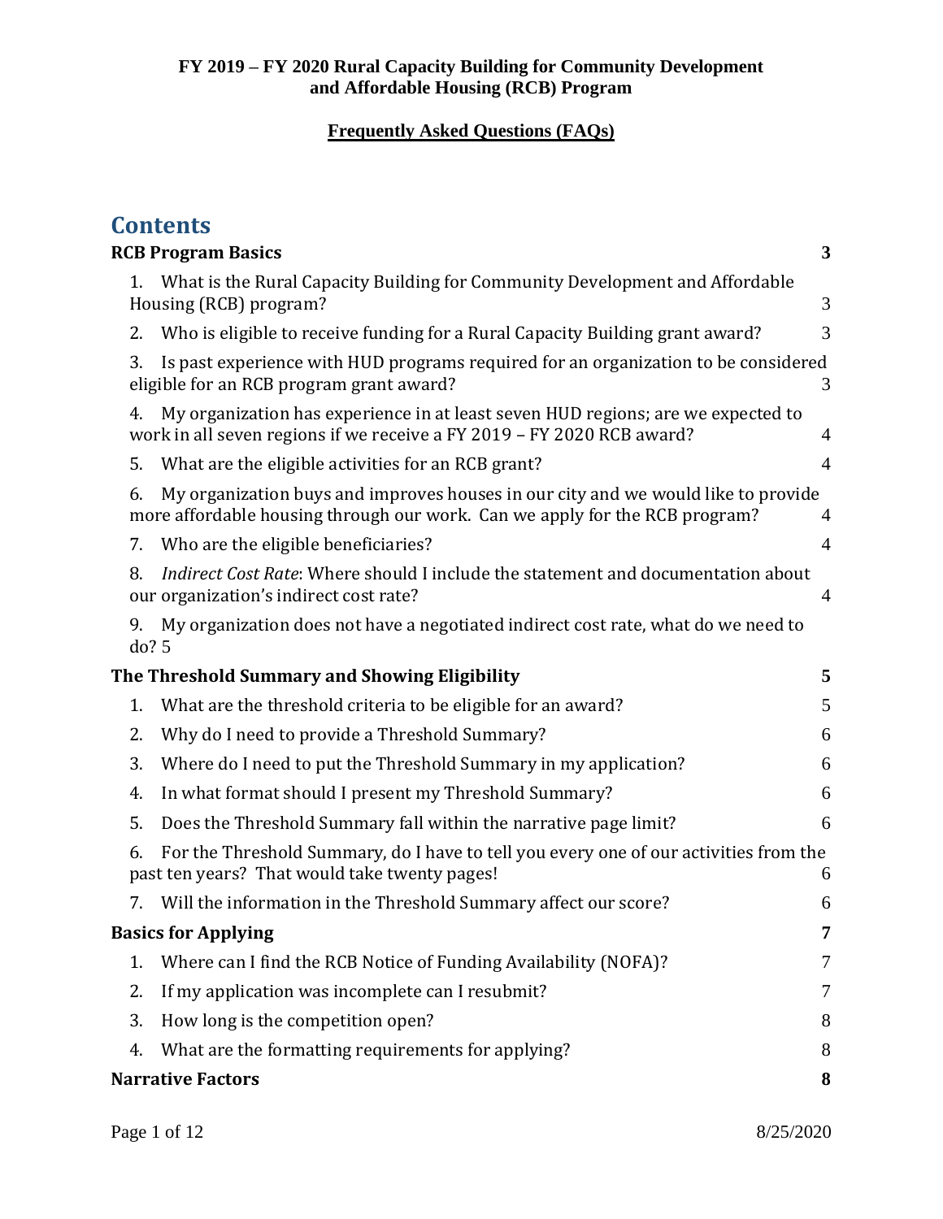**FY 2019 – FY 2020 Rural Capacity Building for Community Development and Affordable Housing (RCB) Program**

**Frequently Asked Questions (FAQs)**

# Contents

**RCB Program Basics** **3**

1. What is the Rural Capacity Building for Community Development and Affordable Housing (RCB) program? 3
2. Who is eligible to receive funding for a Rural Capacity Building grant award? 3
3. Is past experience with HUD programs required for an organization to be considered eligible for an RCB program grant award? 3
4. My organization has experience in at least seven HUD regions; are we expected to work in all seven regions if we receive a FY 2019 – FY 2020 RCB award? 4
5. What are the eligible activities for an RCB grant? 4
6. My organization buys and improves houses in our city and we would like to provide more affordable housing through our work. Can we apply for the RCB program? 4
7. Who are the eligible beneficiaries? 4
8. *Indirect Cost Rate*: Where should I include the statement and documentation about our organization's indirect cost rate? 4
9. My organization does not have a negotiated indirect cost rate, what do we need to do? 5

**The Threshold Summary and Showing Eligibility** **5**

1. What are the threshold criteria to be eligible for an award? 5
2. Why do I need to provide a Threshold Summary? 6
3. Where do I need to put the Threshold Summary in my application? 6
4. In what format should I present my Threshold Summary? 6
5. Does the Threshold Summary fall within the narrative page limit? 6
6. For the Threshold Summary, do I have to tell you every one of our activities from the past ten years? That would take twenty pages! 6
7. Will the information in the Threshold Summary affect our score? 6

**Basics for Applying** **7**

1. Where can I find the RCB Notice of Funding Availability (NOFA)? 7
2. If my application was incomplete can I resubmit? 7
3. How long is the competition open? 8
4. What are the formatting requirements for applying? 8

**Narrative Factors** **8**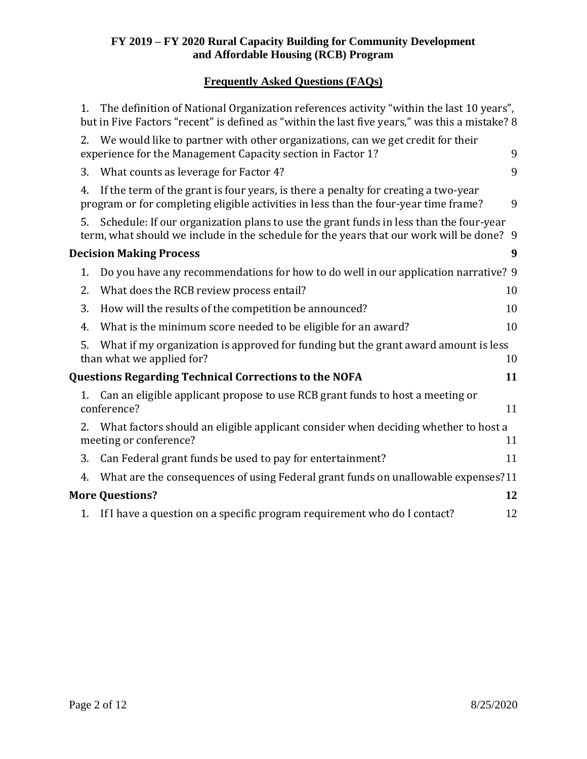**FY 2019 – FY 2020 Rural Capacity Building for Community Development and Affordable Housing (RCB) Program**

**Frequently Asked Questions (FAQs)**

1. The definition of National Organization references activity "within the last 10 years", but in Five Factors "recent" is defined as "within the last five years," was this a mistake? 8
2. We would like to partner with other organizations, can we get credit for their experience for the Management Capacity section in Factor 1? 9
3. What counts as leverage for Factor 4? 9
4. If the term of the grant is four years, is there a penalty for creating a two-year program or for completing eligible activities in less than the four-year time frame? 9
5. Schedule: If our organization plans to use the grant funds in less than the four-year term, what should we include in the schedule for the years that our work will be done? 9

**Decision Making Process 9**

1. Do you have any recommendations for how to do well in our application narrative? 9
2. What does the RCB review process entail? 10
3. How will the results of the competition be announced? 10
4. What is the minimum score needed to be eligible for an award? 10
5. What if my organization is approved for funding but the grant award amount is less than what we applied for? 10

**Questions Regarding Technical Corrections to the NOFA 11**

1. Can an eligible applicant propose to use RCB grant funds to host a meeting or conference? 11
2. What factors should an eligible applicant consider when deciding whether to host a meeting or conference? 11
3. Can Federal grant funds be used to pay for entertainment? 11
4. What are the consequences of using Federal grant funds on unallowable expenses? 11

**More Questions? 12**

1. If I have a question on a specific program requirement who do I contact? 12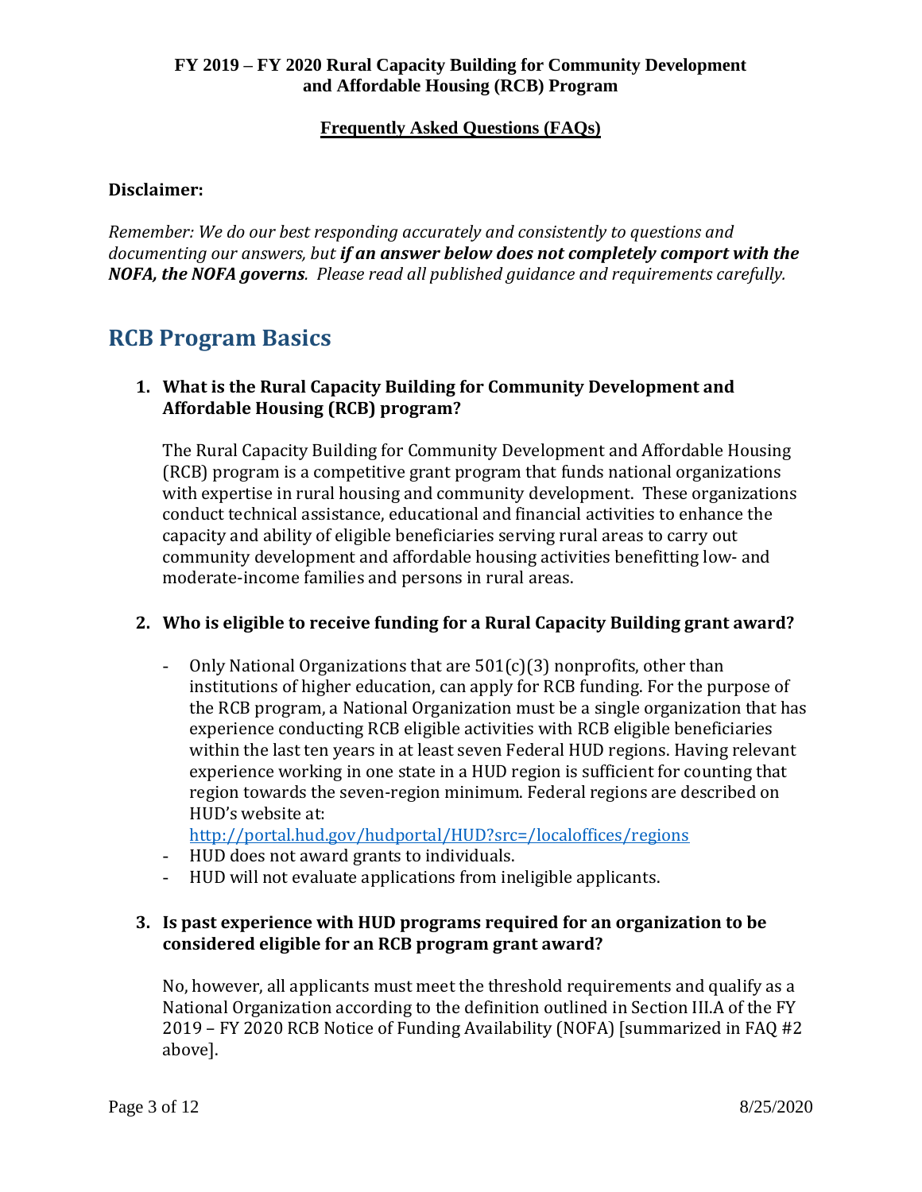**FY 2019 – FY 2020 Rural Capacity Building for Community Development and Affordable Housing (RCB) Program**

**Frequently Asked Questions (FAQs)**

**Disclaimer:**

*Remember: We do our best responding accurately and consistently to questions and documenting our answers, but* ***if an answer below does not completely comport with the NOFA, the NOFA governs****. Please read all published guidance and requirements carefully.*

# RCB Program Basics

**1. What is the Rural Capacity Building for Community Development and Affordable Housing (RCB) program?**

The Rural Capacity Building for Community Development and Affordable Housing (RCB) program is a competitive grant program that funds national organizations with expertise in rural housing and community development. These organizations conduct technical assistance, educational and financial activities to enhance the capacity and ability of eligible beneficiaries serving rural areas to carry out community development and affordable housing activities benefitting low- and moderate-income families and persons in rural areas.

**2. Who is eligible to receive funding for a Rural Capacity Building grant award?**

- Only National Organizations that are 501(c)(3) nonprofits, other than institutions of higher education, can apply for RCB funding. For the purpose of the RCB program, a National Organization must be a single organization that has experience conducting RCB eligible activities with RCB eligible beneficiaries within the last ten years in at least seven Federal HUD regions. Having relevant experience working in one state in a HUD region is sufficient for counting that region towards the seven-region minimum. Federal regions are described on HUD's website at: http://portal.hud.gov/hudportal/HUD?src=/localoffices/regions
- HUD does not award grants to individuals.
- HUD will not evaluate applications from ineligible applicants.

**3. Is past experience with HUD programs required for an organization to be considered eligible for an RCB program grant award?**

No, however, all applicants must meet the threshold requirements and qualify as a National Organization according to the definition outlined in Section III.A of the FY 2019 – FY 2020 RCB Notice of Funding Availability (NOFA) [summarized in FAQ #2 above].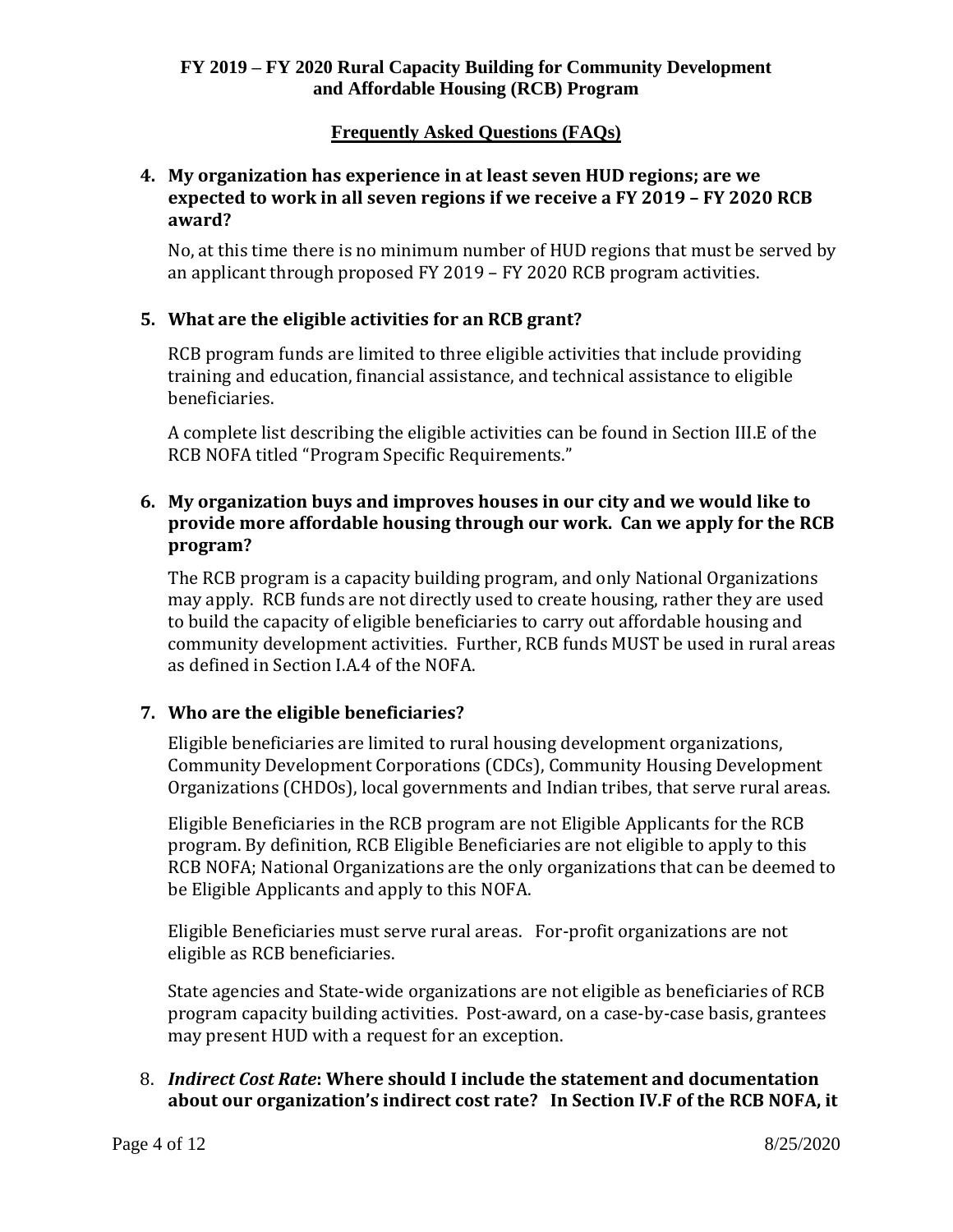**FY 2019 – FY 2020 Rural Capacity Building for Community Development and Affordable Housing (RCB) Program**

**Frequently Asked Questions (FAQs)**

**4. My organization has experience in at least seven HUD regions; are we expected to work in all seven regions if we receive a FY 2019 – FY 2020 RCB award?**

No, at this time there is no minimum number of HUD regions that must be served by an applicant through proposed FY 2019 – FY 2020 RCB program activities.

**5. What are the eligible activities for an RCB grant?**

RCB program funds are limited to three eligible activities that include providing training and education, financial assistance, and technical assistance to eligible beneficiaries.

A complete list describing the eligible activities can be found in Section III.E of the RCB NOFA titled "Program Specific Requirements."

**6. My organization buys and improves houses in our city and we would like to provide more affordable housing through our work. Can we apply for the RCB program?**

The RCB program is a capacity building program, and only National Organizations may apply. RCB funds are not directly used to create housing, rather they are used to build the capacity of eligible beneficiaries to carry out affordable housing and community development activities. Further, RCB funds MUST be used in rural areas as defined in Section I.A.4 of the NOFA.

**7. Who are the eligible beneficiaries?**

Eligible beneficiaries are limited to rural housing development organizations, Community Development Corporations (CDCs), Community Housing Development Organizations (CHDOs), local governments and Indian tribes, that serve rural areas.

Eligible Beneficiaries in the RCB program are not Eligible Applicants for the RCB program. By definition, RCB Eligible Beneficiaries are not eligible to apply to this RCB NOFA; National Organizations are the only organizations that can be deemed to be Eligible Applicants and apply to this NOFA.

Eligible Beneficiaries must serve rural areas. For-profit organizations are not eligible as RCB beneficiaries.

State agencies and State-wide organizations are not eligible as beneficiaries of RCB program capacity building activities. Post-award, on a case-by-case basis, grantees may present HUD with a request for an exception.

8. ***Indirect Cost Rate*: Where should I include the statement and documentation about our organization's indirect cost rate? In Section IV.F of the RCB NOFA, it**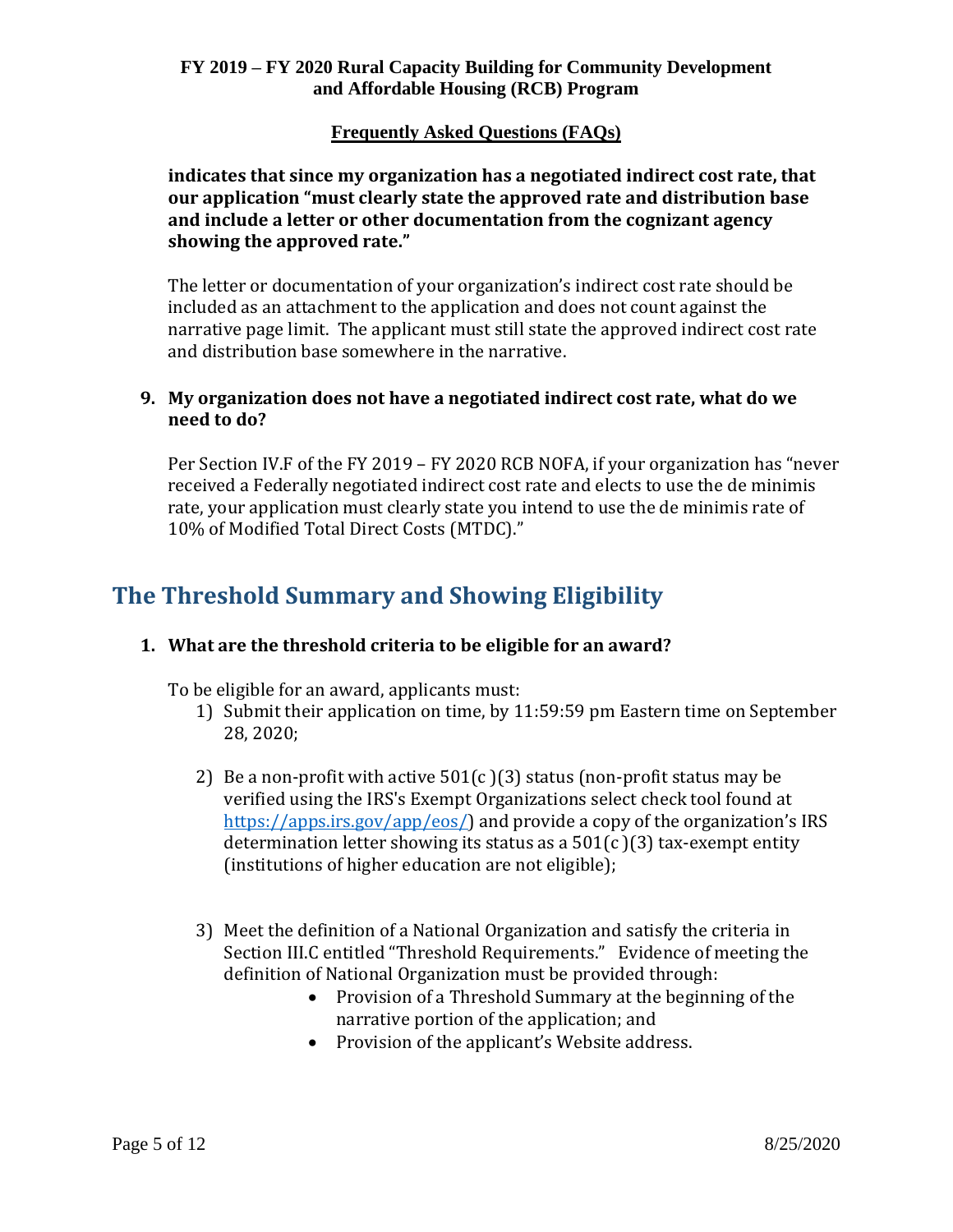**indicates that since my organization has a negotiated indirect cost rate, that our application "must clearly state the approved rate and distribution base and include a letter or other documentation from the cognizant agency showing the approved rate."**

The letter or documentation of your organization's indirect cost rate should be included as an attachment to the application and does not count against the narrative page limit. The applicant must still state the approved indirect cost rate and distribution base somewhere in the narrative.

9. **My organization does not have a negotiated indirect cost rate, what do we need to do?**

   Per Section IV.F of the FY 2019 – FY 2020 RCB NOFA, if your organization has "never received a Federally negotiated indirect cost rate and elects to use the de minimis rate, your application must clearly state you intend to use the de minimis rate of 10% of Modified Total Direct Costs (MTDC)."

## The Threshold Summary and Showing Eligibility

1. **What are the threshold criteria to be eligible for an award?**

   To be eligible for an award, applicants must:

   1) Submit their application on time, by 11:59:59 pm Eastern time on September 28, 2020;

   2) Be a non-profit with active 501(c )(3) status (non-profit status may be verified using the IRS's Exempt Organizations select check tool found at https://apps.irs.gov/app/eos/) and provide a copy of the organization's IRS determination letter showing its status as a 501(c )(3) tax-exempt entity (institutions of higher education are not eligible);

   3) Meet the definition of a National Organization and satisfy the criteria in Section III.C entitled "Threshold Requirements." Evidence of meeting the definition of National Organization must be provided through:
      - Provision of a Threshold Summary at the beginning of the narrative portion of the application; and
      - Provision of the applicant's Website address.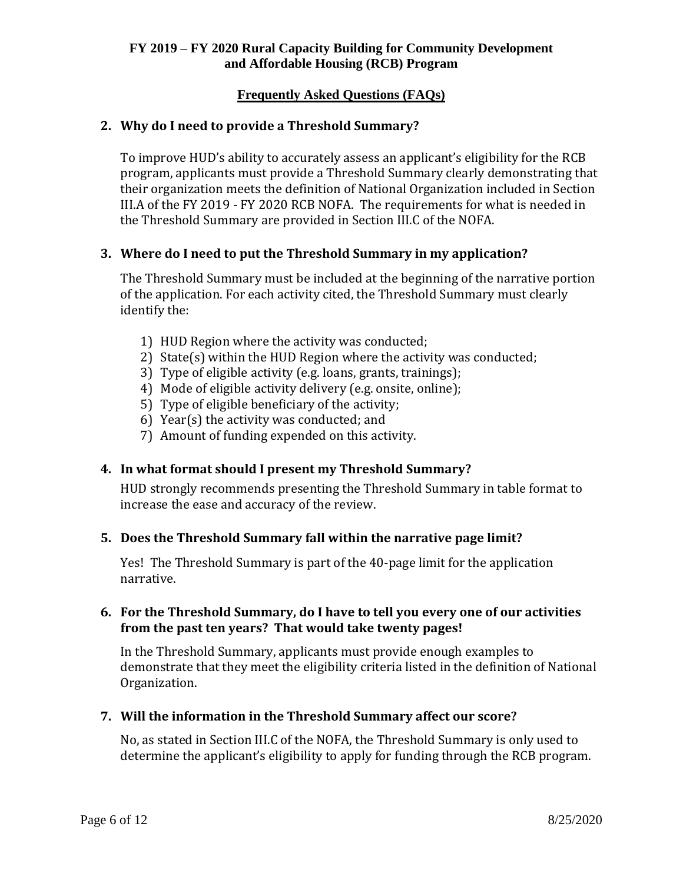**2. Why do I need to provide a Threshold Summary?**

To improve HUD's ability to accurately assess an applicant's eligibility for the RCB program, applicants must provide a Threshold Summary clearly demonstrating that their organization meets the definition of National Organization included in Section III.A of the FY 2019 - FY 2020 RCB NOFA. The requirements for what is needed in the Threshold Summary are provided in Section III.C of the NOFA.

**3. Where do I need to put the Threshold Summary in my application?**

The Threshold Summary must be included at the beginning of the narrative portion of the application. For each activity cited, the Threshold Summary must clearly identify the:

1) HUD Region where the activity was conducted;
2) State(s) within the HUD Region where the activity was conducted;
3) Type of eligible activity (e.g. loans, grants, trainings);
4) Mode of eligible activity delivery (e.g. onsite, online);
5) Type of eligible beneficiary of the activity;
6) Year(s) the activity was conducted; and
7) Amount of funding expended on this activity.

**4. In what format should I present my Threshold Summary?**

HUD strongly recommends presenting the Threshold Summary in table format to increase the ease and accuracy of the review.

**5. Does the Threshold Summary fall within the narrative page limit?**

Yes! The Threshold Summary is part of the 40-page limit for the application narrative.

**6. For the Threshold Summary, do I have to tell you every one of our activities from the past ten years? That would take twenty pages!**

In the Threshold Summary, applicants must provide enough examples to demonstrate that they meet the eligibility criteria listed in the definition of National Organization.

**7. Will the information in the Threshold Summary affect our score?**

No, as stated in Section III.C of the NOFA, the Threshold Summary is only used to determine the applicant's eligibility to apply for funding through the RCB program.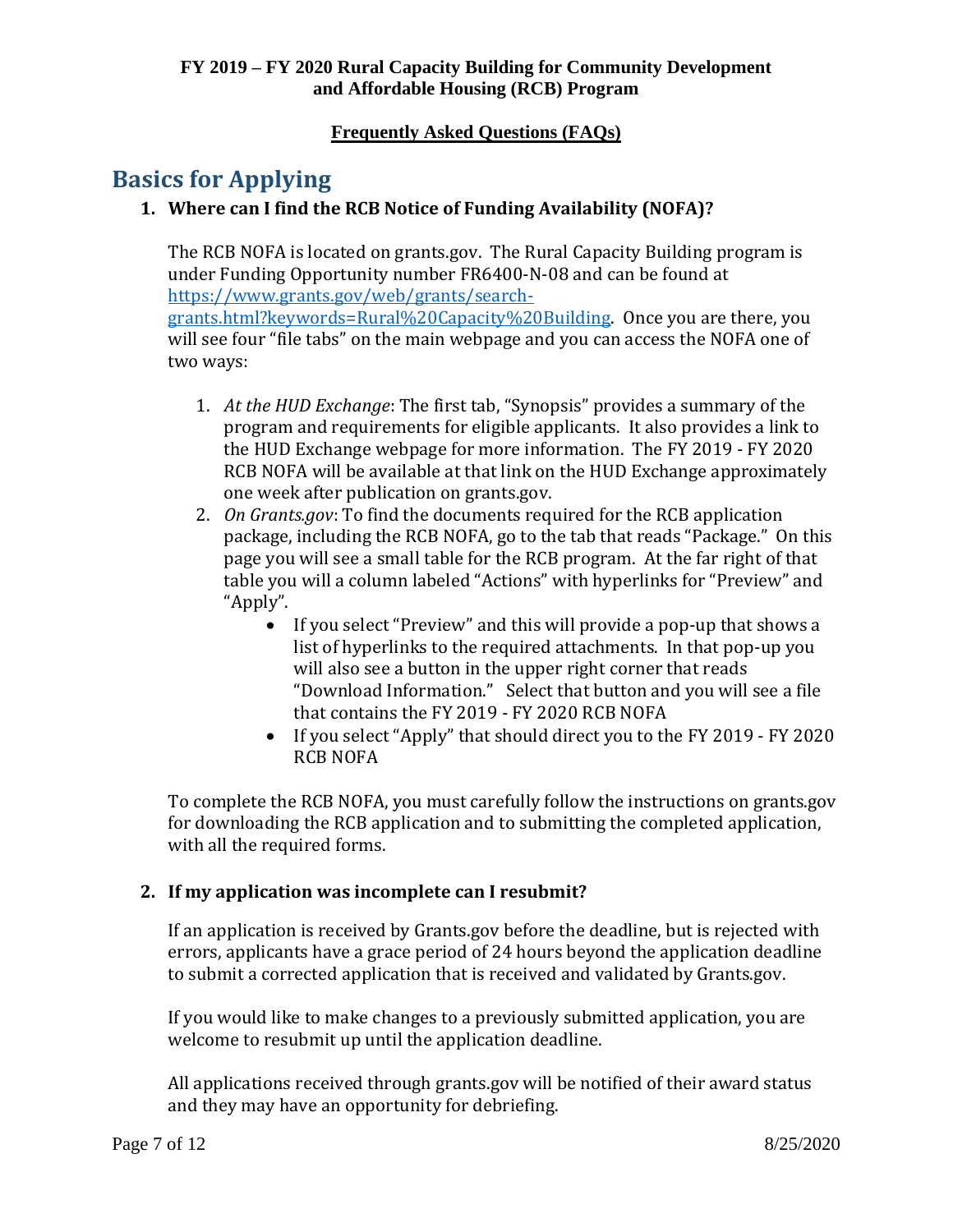**FY 2019 – FY 2020 Rural Capacity Building for Community Development and Affordable Housing (RCB) Program**

**Frequently Asked Questions (FAQs)**

# Basics for Applying

## 1. Where can I find the RCB Notice of Funding Availability (NOFA)?

The RCB NOFA is located on grants.gov. The Rural Capacity Building program is under Funding Opportunity number FR6400-N-08 and can be found at [https://www.grants.gov/web/grants/search-grants.html?keywords=Rural%20Capacity%20Building](https://www.grants.gov/web/grants/search-grants.html?keywords=Rural%20Capacity%20Building). Once you are there, you will see four "file tabs" on the main webpage and you can access the NOFA one of two ways:

1. *At the HUD Exchange*: The first tab, "Synopsis" provides a summary of the program and requirements for eligible applicants. It also provides a link to the HUD Exchange webpage for more information. The FY 2019 - FY 2020 RCB NOFA will be available at that link on the HUD Exchange approximately one week after publication on grants.gov.
2. *On Grants.gov*: To find the documents required for the RCB application package, including the RCB NOFA, go to the tab that reads "Package." On this page you will see a small table for the RCB program. At the far right of that table you will a column labeled "Actions" with hyperlinks for "Preview" and "Apply".
   - If you select "Preview" and this will provide a pop-up that shows a list of hyperlinks to the required attachments. In that pop-up you will also see a button in the upper right corner that reads "Download Information." Select that button and you will see a file that contains the FY 2019 - FY 2020 RCB NOFA
   - If you select "Apply" that should direct you to the FY 2019 - FY 2020 RCB NOFA

To complete the RCB NOFA, you must carefully follow the instructions on grants.gov for downloading the RCB application and to submitting the completed application, with all the required forms.

## 2. If my application was incomplete can I resubmit?

If an application is received by Grants.gov before the deadline, but is rejected with errors, applicants have a grace period of 24 hours beyond the application deadline to submit a corrected application that is received and validated by Grants.gov.

If you would like to make changes to a previously submitted application, you are welcome to resubmit up until the application deadline.

All applications received through grants.gov will be notified of their award status and they may have an opportunity for debriefing.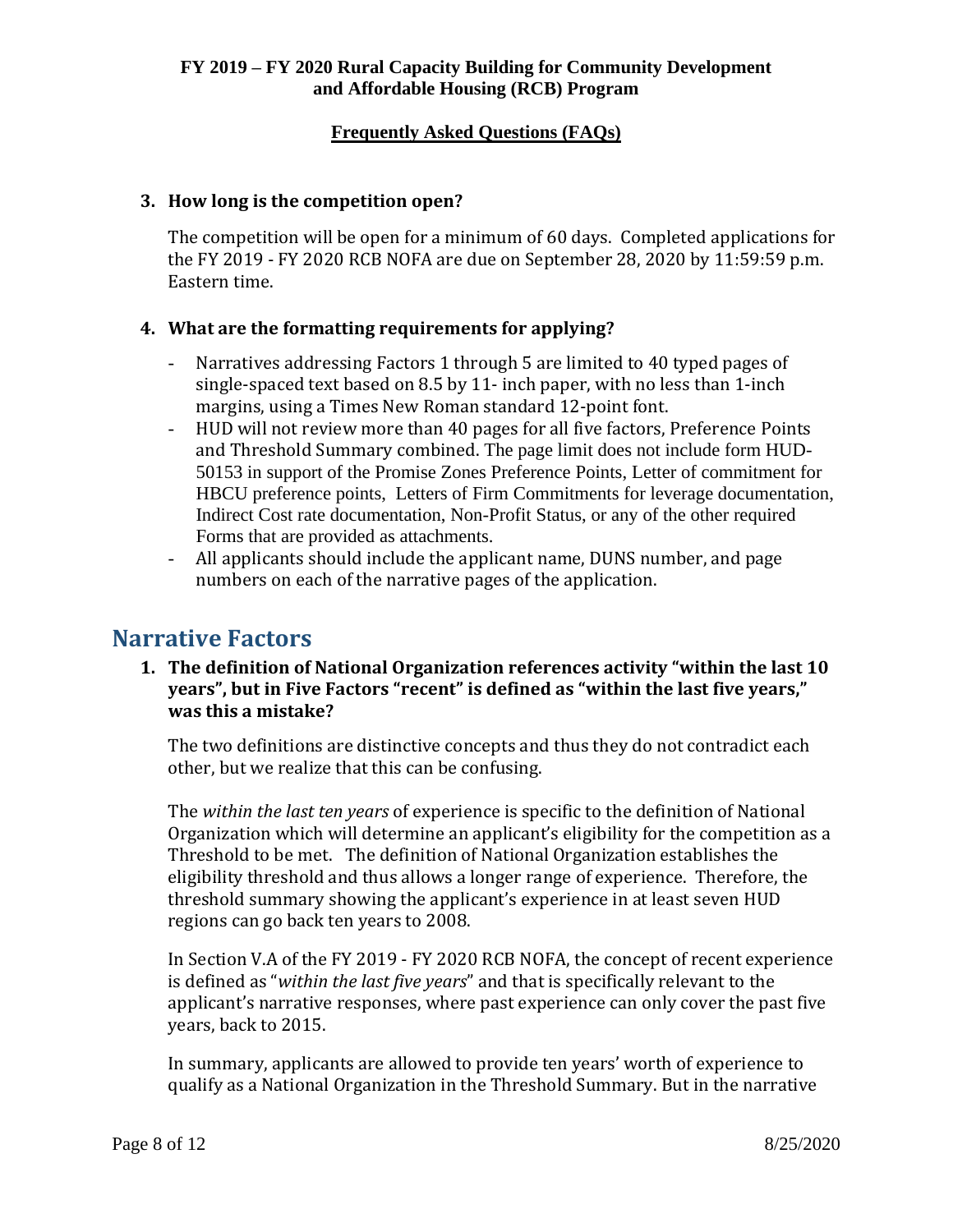**3. How long is the competition open?**

The competition will be open for a minimum of 60 days. Completed applications for the FY 2019 - FY 2020 RCB NOFA are due on September 28, 2020 by 11:59:59 p.m. Eastern time.

**4. What are the formatting requirements for applying?**

- Narratives addressing Factors 1 through 5 are limited to 40 typed pages of single-spaced text based on 8.5 by 11- inch paper, with no less than 1-inch margins, using a Times New Roman standard 12-point font.
- HUD will not review more than 40 pages for all five factors, Preference Points and Threshold Summary combined. The page limit does not include form HUD-50153 in support of the Promise Zones Preference Points, Letter of commitment for HBCU preference points, Letters of Firm Commitments for leverage documentation, Indirect Cost rate documentation, Non-Profit Status, or any of the other required Forms that are provided as attachments.
- All applicants should include the applicant name, DUNS number, and page numbers on each of the narrative pages of the application.

## Narrative Factors

**1. The definition of National Organization references activity "within the last 10 years", but in Five Factors "recent" is defined as "within the last five years," was this a mistake?**

The two definitions are distinctive concepts and thus they do not contradict each other, but we realize that this can be confusing.

The *within the last ten years* of experience is specific to the definition of National Organization which will determine an applicant's eligibility for the competition as a Threshold to be met. The definition of National Organization establishes the eligibility threshold and thus allows a longer range of experience. Therefore, the threshold summary showing the applicant's experience in at least seven HUD regions can go back ten years to 2008.

In Section V.A of the FY 2019 - FY 2020 RCB NOFA, the concept of recent experience is defined as "*within the last five years*" and that is specifically relevant to the applicant's narrative responses, where past experience can only cover the past five years, back to 2015.

In summary, applicants are allowed to provide ten years' worth of experience to qualify as a National Organization in the Threshold Summary. But in the narrative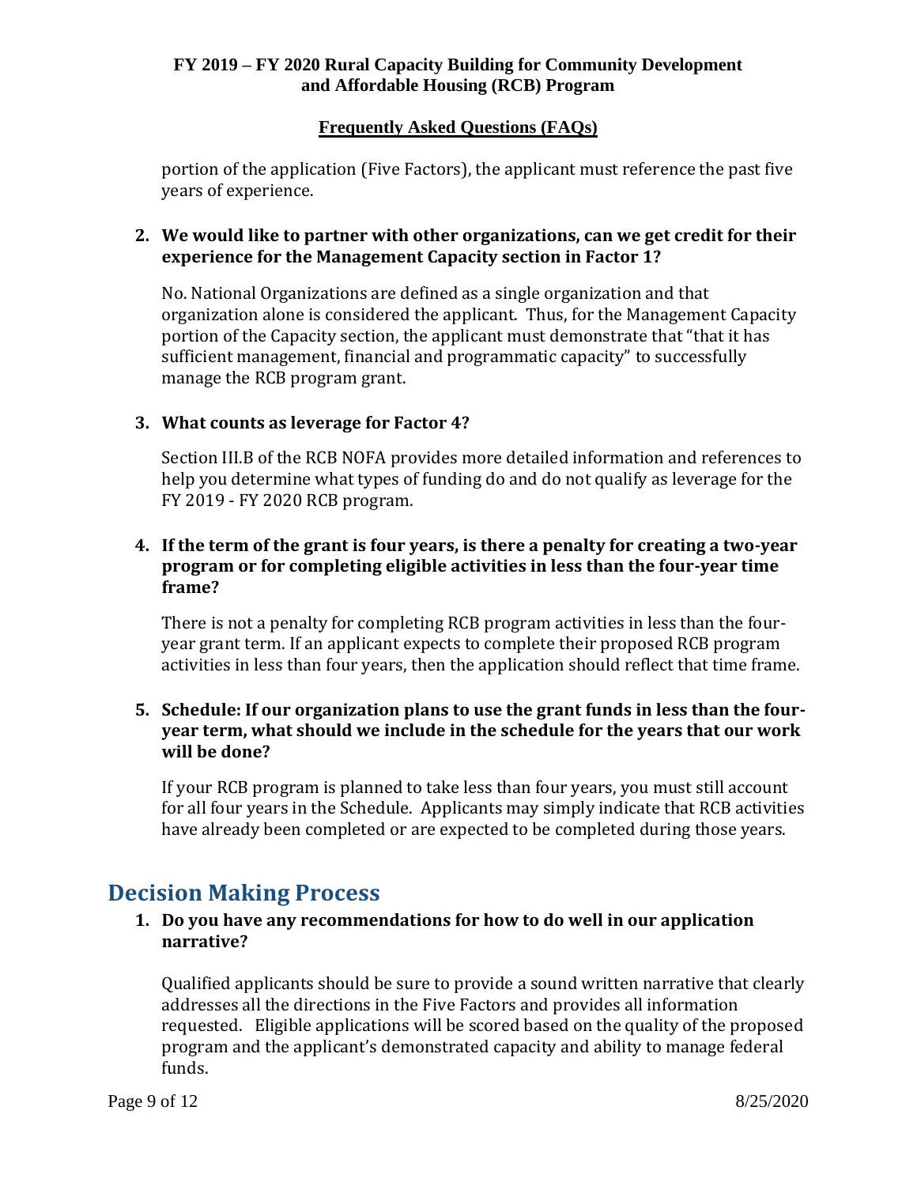portion of the application (Five Factors), the applicant must reference the past five years of experience.

2. **We would like to partner with other organizations, can we get credit for their experience for the Management Capacity section in Factor 1?**

   No. National Organizations are defined as a single organization and that organization alone is considered the applicant. Thus, for the Management Capacity portion of the Capacity section, the applicant must demonstrate that "that it has sufficient management, financial and programmatic capacity" to successfully manage the RCB program grant.

3. **What counts as leverage for Factor 4?**

   Section III.B of the RCB NOFA provides more detailed information and references to help you determine what types of funding do and do not qualify as leverage for the FY 2019 - FY 2020 RCB program.

4. **If the term of the grant is four years, is there a penalty for creating a two-year program or for completing eligible activities in less than the four-year time frame?**

   There is not a penalty for completing RCB program activities in less than the four-year grant term. If an applicant expects to complete their proposed RCB program activities in less than four years, then the application should reflect that time frame.

5. **Schedule: If our organization plans to use the grant funds in less than the four-year term, what should we include in the schedule for the years that our work will be done?**

   If your RCB program is planned to take less than four years, you must still account for all four years in the Schedule. Applicants may simply indicate that RCB activities have already been completed or are expected to be completed during those years.

## Decision Making Process

1. **Do you have any recommendations for how to do well in our application narrative?**

   Qualified applicants should be sure to provide a sound written narrative that clearly addresses all the directions in the Five Factors and provides all information requested. Eligible applications will be scored based on the quality of the proposed program and the applicant's demonstrated capacity and ability to manage federal funds.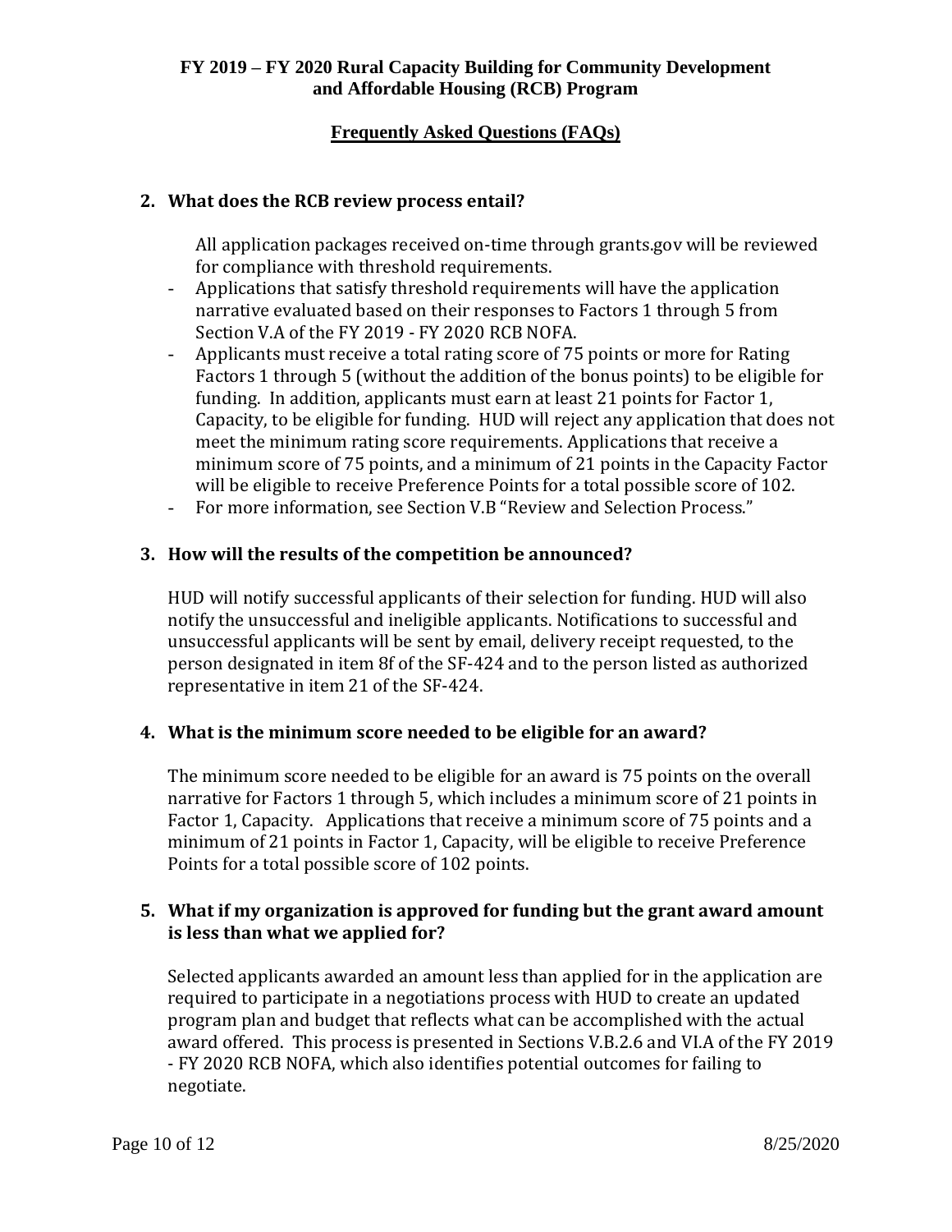**FY 2019 – FY 2020 Rural Capacity Building for Community Development and Affordable Housing (RCB) Program**

**Frequently Asked Questions (FAQs)**

**2. What does the RCB review process entail?**

All application packages received on-time through grants.gov will be reviewed for compliance with threshold requirements.

- Applications that satisfy threshold requirements will have the application narrative evaluated based on their responses to Factors 1 through 5 from Section V.A of the FY 2019 - FY 2020 RCB NOFA.
- Applicants must receive a total rating score of 75 points or more for Rating Factors 1 through 5 (without the addition of the bonus points) to be eligible for funding. In addition, applicants must earn at least 21 points for Factor 1, Capacity, to be eligible for funding. HUD will reject any application that does not meet the minimum rating score requirements. Applications that receive a minimum score of 75 points, and a minimum of 21 points in the Capacity Factor will be eligible to receive Preference Points for a total possible score of 102.
- For more information, see Section V.B "Review and Selection Process."

**3. How will the results of the competition be announced?**

HUD will notify successful applicants of their selection for funding. HUD will also notify the unsuccessful and ineligible applicants. Notifications to successful and unsuccessful applicants will be sent by email, delivery receipt requested, to the person designated in item 8f of the SF-424 and to the person listed as authorized representative in item 21 of the SF-424.

**4. What is the minimum score needed to be eligible for an award?**

The minimum score needed to be eligible for an award is 75 points on the overall narrative for Factors 1 through 5, which includes a minimum score of 21 points in Factor 1, Capacity. Applications that receive a minimum score of 75 points and a minimum of 21 points in Factor 1, Capacity, will be eligible to receive Preference Points for a total possible score of 102 points.

**5. What if my organization is approved for funding but the grant award amount is less than what we applied for?**

Selected applicants awarded an amount less than applied for in the application are required to participate in a negotiations process with HUD to create an updated program plan and budget that reflects what can be accomplished with the actual award offered. This process is presented in Sections V.B.2.6 and VI.A of the FY 2019 - FY 2020 RCB NOFA, which also identifies potential outcomes for failing to negotiate.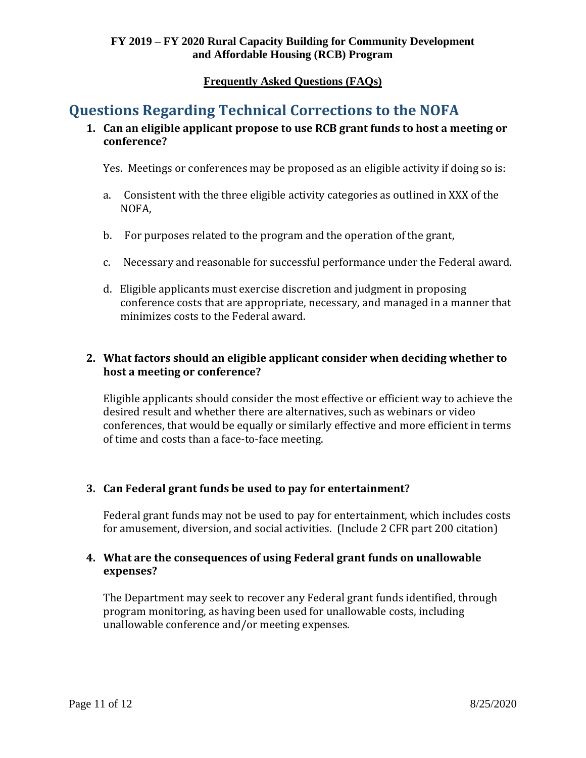**FY 2019 – FY 2020 Rural Capacity Building for Community Development and Affordable Housing (RCB) Program**

**Frequently Asked Questions (FAQs)**

## Questions Regarding Technical Corrections to the NOFA

**1. Can an eligible applicant propose to use RCB grant funds to host a meeting or conference?**

Yes. Meetings or conferences may be proposed as an eligible activity if doing so is:

a. Consistent with the three eligible activity categories as outlined in XXX of the NOFA,

b. For purposes related to the program and the operation of the grant,

c. Necessary and reasonable for successful performance under the Federal award.

d. Eligible applicants must exercise discretion and judgment in proposing conference costs that are appropriate, necessary, and managed in a manner that minimizes costs to the Federal award.

**2. What factors should an eligible applicant consider when deciding whether to host a meeting or conference?**

Eligible applicants should consider the most effective or efficient way to achieve the desired result and whether there are alternatives, such as webinars or video conferences, that would be equally or similarly effective and more efficient in terms of time and costs than a face-to-face meeting.

**3. Can Federal grant funds be used to pay for entertainment?**

Federal grant funds may not be used to pay for entertainment, which includes costs for amusement, diversion, and social activities. (Include 2 CFR part 200 citation)

**4. What are the consequences of using Federal grant funds on unallowable expenses?**

The Department may seek to recover any Federal grant funds identified, through program monitoring, as having been used for unallowable costs, including unallowable conference and/or meeting expenses.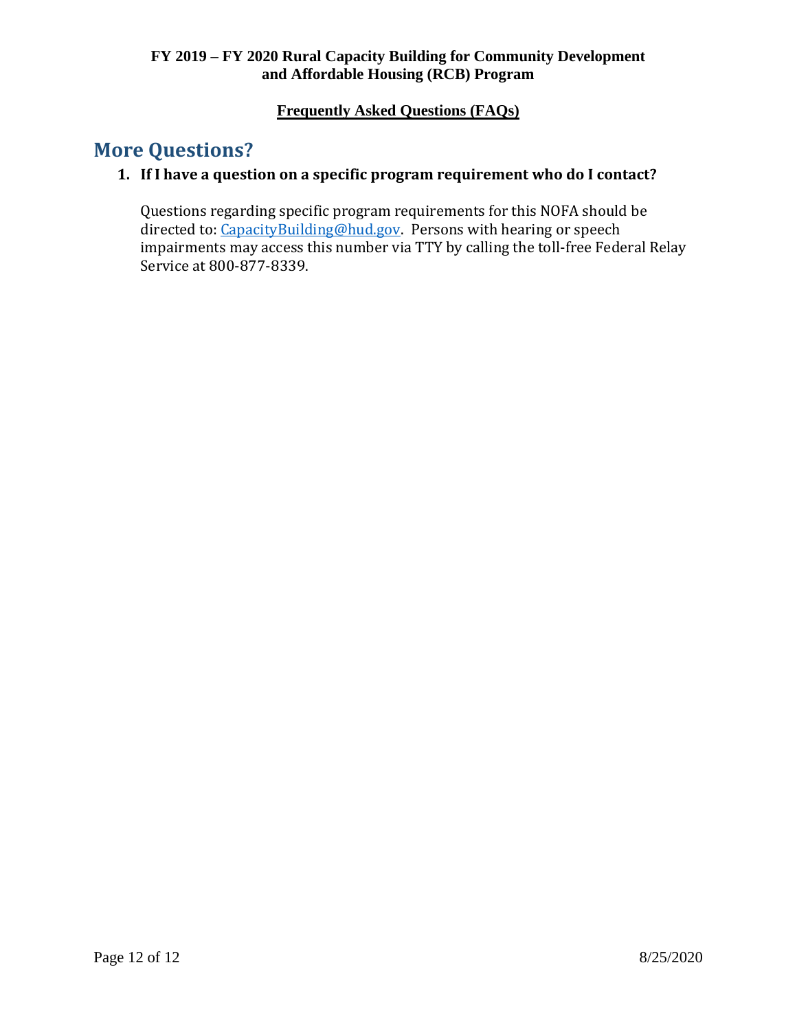## More Questions?

1. **If I have a question on a specific program requirement who do I contact?**

   Questions regarding specific program requirements for this NOFA should be directed to: CapacityBuilding@hud.gov. Persons with hearing or speech impairments may access this number via TTY by calling the toll-free Federal Relay Service at 800-877-8339.